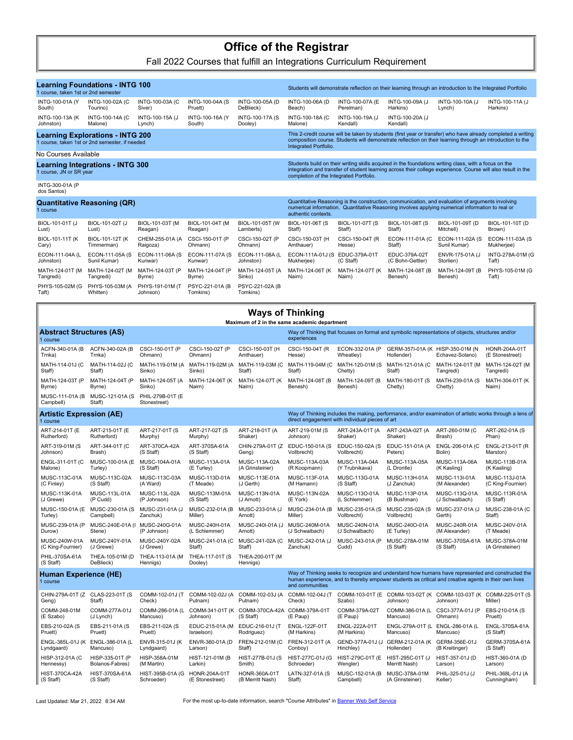# Office of the Registrar

Fall 2022 Courses that fulfill an Integrations Curriculum Requirement

## Learning Foundations - INTG 100

1 course, taken 1st or 2nd semester

Students will demonstrate reflection on their learning through an introduction to the Integrated Portfolio

| | | | | | | | | | |
|---|---|---|---|---|---|---|---|---|---|
| INTG-100-01A (Y South) | INTG-100-02A (C Tourino) | INTG-100-03A (C Siver) | INTG-100-04A (S Pruett) | INTG-100-05A (D DeBlieck) | INTG-100-06A (D Beach) | INTG-100-07A (E Perelman) | INTG-100-09A (J Harkins) | INTG-100-10A (J Lynch) | INTG-100-11A (J Harkins) |
| INTG-100-13A (K Johnston) | INTG-100-14A (C Malone) | INTG-100-15A (J Lynch) | INTG-100-16A (Y South) | INTG-100-17A (S Dooley) | INTG-100-18A (C Malone) | INTG-100-19A (J Kendall) | INTG-100-20A (J Kendall) | | |

## Learning Explorations - INTG 200

1 course, taken 1st or 2nd semester, if needed

This 2-credit course will be taken by students (first year or transfer) who have already completed a writing composition course. Students will demonstrate reflection on their learning through an introduction to the Integrated Portfolio.

No Courses Available

## Learning Integrations - INTG 300

1 course, JN or SR year

Students build on their writing skills acquired in the foundations writing class, with a focus on the integration and transfer of student learning across their college experience. Course will also result in the completion of the Integrated Portfolio.

INTG-300-01A (P dos Santos)

## Quantitative Reasoning (QR)

1 course

Quantitative Reasoning is the construction, communication, and evaluation of arguments involving numerical information. Quantitative Reasoning involves applying numerical information to real or authentic contexts.

| | | | | | | | | | |
|---|---|---|---|---|---|---|---|---|---|
| BIOL-101-01T (J Lust) | BIOL-101-02T (J Lust) | BIOL-101-03T (M Reagan) | BIOL-101-04T (M Reagan) | BIOL-101-05T (W Lamberts) | BIOL-101-06T (S Staff) | BIOL-101-07T (S Staff) | BIOL-101-08T (S Staff) | BIOL-101-09T (D Mitchell) | BIOL-101-10T (D Brown) |
| BIOL-101-11T (K Cary) | BIOL-101-12T (K Timmerman) | CHEM-255-01A (A Raigoza) | CSCI-150-01T (P Ohmann) | CSCI-150-02T (P Ohmann) | CSCI-150-03T (H Amthauer) | CSCI-150-04T (R Hesse) | ECON-111-01A (C Staff) | ECON-111-02A (S Sunil Kumar) | ECON-111-03A (S Mukherjee) |
| ECON-111-04A (L Johnston) | ECON-111-05A (S Sunil Kumar) | ECON-111-06A (S Kunwar) | ECON-111-07A (S Kunwar) | ECON-111-08A (L Johnston) | ECON-111A-01J (S Mukherjee) | EDUC-379A-01T (C Staff) | EDUC-379A-02T (C Bohn-Gettler) | ENVR-175-01A (J Storlien) | INTG-278A-01M (G Taft) |
| MATH-124-01T (M Tangredi) | MATH-124-02T (M Tangredi) | MATH-124-03T (P Byrne) | MATH-124-04T (P Byrne) | MATH-124-05T (A Sinko) | MATH-124-06T (K Nairn) | MATH-124-07T (K Nairn) | MATH-124-08T (B Benesh) | MATH-124-09T (B Benesh) | PHYS-105-01M (G Taft) |
| PHYS-105-02M (G Taft) | PHYS-105-03M (A Whitten) | PHYS-191-01M (T Johnson) | PSYC-221-01A (B Tomkins) | PSYC-221-02A (B Tomkins) | | | | | |

# Ways of Thinking

**Maximum of 2 in the same academic department**

## Abstract Structures (AS)

1 course

Way of Thinking that focuses on formal and symbolic representations of objects, structures and/or experiences

| | | | | | | | | | |
|---|---|---|---|---|---|---|---|---|---|
| ACFN-340-01A (B Trnka) | ACFN-340-02A (B Trnka) | CSCI-150-01T (P Ohmann) | CSCI-150-02T (P Ohmann) | CSCI-150-03T (H Amthauer) | CSCI-150-04T (R Hesse) | ECON-332-01A (P Wheatley) | GERM-357I-01A (K Hollender) | HISP-350-01M (N Echavez-Solano) | HONR-204A-01T (E Stonestreet) |
| MATH-114-01J (C Staff) | MATH-114-02J (C Staff) | MATH-119-01M (A Sinko) | MATH-119-02M (A Sinko) | MATH-119-03M (C Staff) | MATH-119-04M (C Staff) | MATH-120-01M (S Chetty) | MATH-121-01A (C Staff) | MATH-124-01T (M Tangredi) | MATH-124-02T (M Tangredi) |
| MATH-124-03T (P Byrne) | MATH-124-04T (P Byrne) | MATH-124-05T (A Sinko) | MATH-124-06T (K Nairn) | MATH-124-07T (K Nairn) | MATH-124-08T (B Benesh) | MATH-124-09T (B Benesh) | MATH-180-01T (S Chetty) | MATH-239-01A (S Chetty) | MATH-304-01T (K Nairn) |
| MUSC-111-01A (B Campbell) | MUSC-121-01A (S Staff) | PHIL-279B-01T (E Stonestreet) | | | | | | | |

## Artistic Expression (AE)

1 course

Way of Thinking includes the making, performance, and/or examination of artistic works through a lens of direct engagement with individual pieces of art

| | | | | | | | | | |
|---|---|---|---|---|---|---|---|---|---|
| ART-214-01T (E Rutherford) | ART-215-01T (E Rutherford) | ART-217-01T (S Murphy) | ART-217-02T (S Murphy) | ART-218-01T (A Shaker) | ART-219-01M (S Johnson) | ART-243A-01T (A Shaker) | ART-243A-02T (A Shaker) | ART-260-01M (C Brash) | ART-262-01A (S Phan) |
| ART-319-01M (S Johnson) | ART-344-01T (C Brash) | ART-370CA-42A (S Staff) | ART-370SA-61A (S Staff) | CHIN-279A-01T (Z Geng) | EDUC-150-01A (S Vollbrecht) | EDUC-150-02A (S Vollbrecht) | EDUC-151-01A (A Peters) | ENGL-206-01A (C Bolin) | ENGL-213-01T (R Marston) |
| ENGL-311-01T (C Malone) | MUSC-100-01A (E Turley) | MUSC-104A-01A (S Staff) | MUSC-113A-01A (E Turley) | MUSC-113A-02A (A Grinsteiner) | MUSC-113A-03A (R Koopmann) | MUSC-113A-04A (Y Trubnikava) | MUSC-113A-05A (L Drontle) | MUSC-113A-06A (K Kasling) | MUSC-113B-01A (K Kasling) |
| MUSC-113C-01A (C Finley) | MUSC-113C-02A (S Staff) | MUSC-113C-03A (A Ward) | MUSC-113D-01A (T Meade) | MUSC-113E-01A (J Gerth) | MUSC-113F-01A (M Hamann) | MUSC-113G-01A (S Staff) | MUSC-113H-01A (J Zanchuk) | MUSC-113I-01A (M Alexander) | MUSC-113J-01A (C King-Fournier) |
| MUSC-113K-01A (J Grewe) | MUSC-113L-01A (P Cudd) | MUSC-113L-02A (P Johnson) | MUSC-113M-01A (S Staff) | MUSC-113N-01A (J Arnott) | MUSC-113N-02A (E York) | MUSC-113O-01A (L Schlemmer) | MUSC-113P-01A (B Bushman) | MUSC-113Q-01A (J Schwalbach) | MUSC-113R-01A (S Staff) |
| MUSC-150-01A (E Turley) | MUSC-230-01A (S Campbell) | MUSC-231-01A (J Zanchuk) | MUSC-232-01A (B Miller) | MUSC-233-01A (J Arnott) | MUSC-234-01A (B Miller) | MUSC-235-01A (S Vollbrecht) | MUSC-235-02A (S Vollbrecht) | MUSC-237-01A (J Gerth) | MUSC-238-01A (C Staff) |
| MUSC-239-01A (P Durow) | MUSC-240E-01A (I Stene) | MUSC-240G-01A (P Johnson) | MUSC-240H-01A (L Schlemmer) | MUSC-240I-01A (J Arnott) | MUSC-240M-01A (J Schwalbach) | MUSC-240N-01A (J Schwalbach) | MUSC-240O-01A (E Turley) | MUSC-240R-01A (M Alexander) | MUSC-240V-01A (T Meade) |
| MUSC-240W-01A (C King-Fournier) | MUSC-240Y-01A (J Grewe) | MUSC-240Y-02A (J Grewe) | MUSC-241-01A (C Staff) | MUSC-241-02A (C Staff) | MUSC-242-01A (J Zanchuk) | MUSC-243-01A (P Cudd) | MUSC-278A-01M (S Staff) | MUSC-370SA-61A (S Staff) | MUSC-378A-01M (A Grinsteiner) |
| PHIL-370SA-61A (S Staff) | THEA-105-01M (D DeBlieck) | THEA-113-01A (M Hennigs) | THEA-117-01T (S Dooley) | THEA-200-01T (M Hennigs) | | | | | |

## Human Experience (HE)

1 course

Way of Thinking seeks to recognize and understand how humans have represented and constructed the human experience, and to thereby empower students as critical and creative agents in their own lives and communities

| | | | | | | | | | |
|---|---|---|---|---|---|---|---|---|---|
| CHIN-279A-01T (Z Geng) | CLAS-223-01T (S Staff) | COMM-102-01J (T Check) | COMM-102-02J (A Putnam) | COMM-102-03J (A Putnam) | COMM-102-04J (T Check) | COMM-103-01T (E Szabo) | COMM-103-02T (K Johnson) | COMM-103-03T (K Johnson) | COMM-225-01T (S Miller) |
| COMM-248-01M (E Szabo) | COMM-277A-01J (J Lynch) | COMM-286-01A (L Mancuso) | COMM-341-01T (K Johnson) | COMM-370CA-42A (S Staff) | COMM-379A-01T (E Paup) | COMM-379A-02T (E Paup) | COMM-386-01A (L Mancuso) | CSCI-377A-01J (P Ohmann) | EBS-210-01A (S Pruett) |
| EBS-210-02A (S Pruett) | EBS-211-01A (S Pruett) | EBS-211-02A (S Pruett) | EDUC-215-01A (M Israelson) | EDUC-216-01J (T Rodriguez) | ENGL-122F-01T (M Harkins) | ENGL-222A-01T (M Harkins) | ENGL-279A-01T (L Mancuso) | ENGL-286-01A (L Mancuso) | ENGL-370SA-61A (S Staff) |
| ENGL-385L-01J (K Lyndgaard) | ENGL-386-01A (L Mancuso) | ENVR-315-01J (K Lyndgaard) | ENVR-360-01A (D Larson) | FREN-212-01M (C Staff) | FREN-312-01T (A Conboy) | GEND-377A-01J (J Hinchley) | GERM-212-01A (K Hollender) | GERM-356E-01J (B Kreitinger) | GERM-370SA-61A (S Staff) |
| HISP-312-01A (C Hennessy) | HISP-335-01T (P Bolanos-Fabres) | HISP-358A-01M (M Martin) | HIST-121-01M (B Larkin) | HIST-277B-01J (S Smith) | HIST-277C-01J (G Schroeder) | HIST-279C-01T (E Wengler) | HIST-295C-01T (J Merritt Nash) | HIST-357-01J (D Larson) | HIST-360-01A (D Larson) |
| HIST-370CA-42A (S Staff) | HIST-370SA-61A (S Staff) | HIST-395B-01A (G Schroeder) | HONR-204A-01T (E Stonestreet) | HONR-360A-01T (B Merritt Nash) | LATN-327-01A (S Staff) | MUSC-152-01A (B Campbell) | MUSC-378A-01M (A Grinsteiner) | PHIL-325-01J (J Keller) | PHIL-368L-01J (A Cunningham) |

Last Updated: Mar 21, 2022 8:34 AM

For the most up-to-date information, search "Course Attributes" in Banner Web Self Service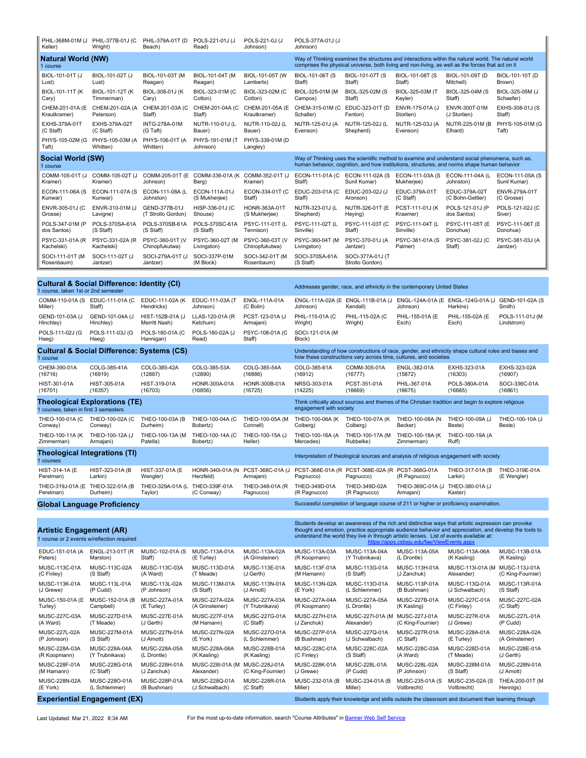| PHIL-368M-01M (J Keller) | PHIL-377B-01J (C Wright) | PHIL-379A-01T (D Beach) | POLS-221-01J (J Read) | POLS-221-0J (J Johnson) | POLS-377A-01J (J Johnson) | | | | |
|---|---|---|---|---|---|---|---|---|---|

## Natural World (NW)

1 course

Way of Thinking examines the structures and interactions within the natural world. The natural world comprises the physical universe, both living and non-living, as well as the forces that act on it

| | | | | | | | | | |
|---|---|---|---|---|---|---|---|---|---|
| BIOL-101-01T (J Lust) | BIOL-101-02T (J Lust) | BIOL-101-03T (M Reagan) | BIOL-101-04T (M Reagan) | BIOL-101-05T (W Lamberts) | BIOL-101-06T (S Staff) | BIOL-101-07T (S Staff) | BIOL-101-08T (S Staff) | BIOL-101-09T (D Mitchell) | BIOL-101-10T (D Brown) |
| BIOL-101-11T (K Cary) | BIOL-101-12T (K Timmerman) | BIOL-308-01J (K Cary) | BIOL-323-01M (C Cotton) | BIOL-323-02M (C Cotton) | BIOL-325-01M (M Campos) | BIOL-325-02M (S Staff) | BIOL-325-03M (T Keyler) | BIOL-325-04M (S Staff) | BIOL-325-05M (J Schaefer) |
| CHEM-201-01A (E Krautkramer) | CHEM-201-02A (A Peterson) | CHEM-201-03A (C Staff) | CHEM-201-04A (C Staff) | CHEM-201-05A (E Krautkramer) | CHEM-315-01M (C Schaller) | EDUC-323-01T (D Fenton) | ENVR-175-01A (J Storlien) | ENVR-300T-01M (J Storlien) | EXHS-308-01J (S Staff) |
| EXHS-379A-01T (C Staff) | EXHS-379A-02T (C Staff) | INTG-278A-01M (G Taft) | NUTR-110-01J (L Bauer) | NUTR-110-02J (L Bauer) | NUTR-125-01J (A Evenson) | NUTR-125-02J (L Shepherd) | NUTR-125-03J (A Evenson) | NUTR-225-01M (B Elhard) | PHYS-105-01M (G Taft) |
| PHYS-105-02M (G Taft) | PHYS-105-03M (A Whitten) | PHYS-106-01T (A Whitten) | PHYS-191-01M (T Johnson) | PHYS-339-01M (D Langley) | | | | | |

## Social World (SW)

1 course

Way of Thinking uses the scientific method to examine and understand social phenomena, such as, human behavior, cognition, and how institutions, structures, and norms shape human behavior

| | | | | | | | | | |
|---|---|---|---|---|---|---|---|---|---|
| COMM-105-01T (J Kramer) | COMM-105-02T (J Kramer) | COMM-205-01T (E Johnson) | COMM-336-01A (K Berg) | COMM-352-01T (J Kramer) | ECON-111-01A (C Staff) | ECON-111-02A (S Sunil Kumar) | ECON-111-03A (S Mukherjee) | ECON-111-04A (L Johnston) | ECON-111-05A (S Sunil Kumar) |
| ECON-111-06A (S Kunwar) | ECON-111-07A (S Kunwar) | ECON-111-08A (L Johnston) | ECON-111A-01J (S Mukherjee) | ECON-334-01T (C Staff) | EDUC-203-01A (C Staff) | EDUC-203-02J (J Aronson) | EDUC-379A-01T (C Staff) | EDUC-379A-02T (C Bonn-Gettler) | ENVR-279A-01T (C Grosse) |
| ENVR-305-01J (C Grosse) | ENVR-310-01M (J Lavigne) | GEND-377B-01J (T Strollo Gordon) | HISP-336-01J (C Shouse) | HONR-363A-01T (S Mukherjee) | NUTR-323-01J (L Shepherd) | NUTR-326-01T (E Heying) | PCST-111-01J (K Kraemer) | POLS-121-01J (P dos Santos) | POLS-121-02J (C Siver) |
| POLS-347-01M (P dos Santos) | POLS-370SA-61A (S Staff) | POLS-370SB-61A (S Staff) | POLS-370SC-61A (S Staff) | PSYC-111-01T (L Tennison) | PSYC-111-02T (L Sinville) | PSYC-111-03T (C Staff) | PSYC-111-04T (L Sinville) | PSYC-111-05T (E Donohue) | PSYC-111-06T (E Donohue) |
| PSYC-331-01A (R Kachelski) | PSYC-331-02A (R Kachelski) | PSYC-360-01T (V Chinopfukutwa) | PSYC-360-02T (M Livingston) | PSYC-360-03T (V Chinopfukutwa) | PSYC-360-04T (M Livingston) | PSYC-370-01J (A Jantzer) | PSYC-381-01A (S Palmer) | PSYC-381-02J (C Staff) | PSYC-381-03J (A Jantzer) |
| SOCI-111-01T (M Rosenbaum) | SOCI-111-02T (J Jantzer) | SOCI-279A-01T (J Jantzer) | SOCI-337P-01M (M Block) | SOCI-342-01T (M Rosenbaum) | SOCI-370SA-61A (S Staff) | SOCI-377A-01J (T Strollo Gordon) | | | |

## Cultural & Social Difference: Identity (CI)

1 course, taken 1st or 2nd semester

Addresses gender, race, and ethnicity in the contemporary United States

| | | | | | | | | | |
|---|---|---|---|---|---|---|---|---|---|
| COMM-110-01A (S Miller) | EDUC-111-01A (C Staff) | EDUC-111-02A (K Hendricks) | EDUC-111-03A (T Johnson) | ENGL-111A-01A (C Bolin) | ENGL-111A-02A (E Johnson) | ENGL-111B-01A (J Kendall) | ENGL-124A-01A (E Johnson) | ENGL-124G-01A (J Harkins) | GEND-101-02A (S Smith) |
| GEND-101-03A (J Hinchley) | GEND-101-04A (J Hinchley) | HIST-152B-01A (J Merritt Nash) | LLAS-120-01A (R Ketchum) | PCST-123-01A (J Armajani) | PHIL-115-01A (C Wright) | PHIL-115-02A (C Wright) | PHIL-155-01A (E Esch) | PHIL-155-02A (E Esch) | POLS-111-01J (M Lindstrom) |
| POLS-111-02J (G Haeg) | POLS-111-03J (G Haeg) | POLS-180-01A (C Hannigan) | POLS-180-02A (J Read) | PSYC-108-01A (C Staff) | SOCI-121-01A (M Block) | | | | |

## Cultural & Social Difference: Systems (CS)

1 course

Understanding of how constructions of race, gender, and ethnicity shape cultural rules and biases and how these constructions vary across time, cultures, and societies

| | | | | | | | | | |
|---|---|---|---|---|---|---|---|---|---|
| CHEM-390-01A (16716) | COLG-385-41A (16919) | COLG-385-42A (12887) | COLG-385-53A (12890) | COLG-385-54A (16886) | COLG-385-61A (16912) | COMM-305-01A (16777) | ENGL-382-01A (15872) | EXHS-323-01A (16303) | EXHS-323-02A (16907) |
| HIST-301-01A (16701) | HIST-305-01A (16357) | HIST-319-01A (16703) | HONR-300A-01A (16856) | HONR-300B-01A (16725) | NRSG-303-01A (14225) | PCST-351-01A (16669) | PHIL-367-01A (16675) | POLS-380A-01A (16685) | SOCI-336C-01A (16861) |

## Theological Explorations (TE)

1 courses, taken in first 3 semesters

Think critically about sources and themes of the Christian tradition and begin to explore religious engagement with society

| | | | | | | | | | |
|---|---|---|---|---|---|---|---|---|---|
| THEO-100-01A (C Conway) | THEO-100-02A (C Conway) | THEO-100-03A (B Durheim) | THEO-100-04A (C Bobertz) | THEO-100-05A (M Connell) | THEO-100-06A (K Colberg) | THEO-100-07A (K Colberg) | THEO-100-08A (N Becker) | THEO-100-09A (J Beste) | THEO-100-10A (J Beste) |
| THEO-100-11A (K Zimmerman) | THEO-100-12A (J Armajani) | THEO-100-13A (M Patella) | THEO-100-14A (C Bobertz) | THEO-100-15A (J Heller) | THEO-100-16A (A Mercedes) | THEO-100-17A (M Rubbelke) | THEO-100-18A (K Zimmerman) | THEO-100-19A (A Ruff) | |

## Theological Integrations (TI)

1 courses

Interpretation of theological sources and analysis of religious engagement with society

| | | | | | | | | | |
|---|---|---|---|---|---|---|---|---|---|
| HIST-314-1A (E Perelman) | HIST-323-01A (B Larkin) | HIST-337-01A (E Wengler) | HONR-340I-01A (N Herzfeld) | PCST-368C-01A (J Armajani) | PCST-368E-01A (R Pagnucco) | PCST-368E-02A (R Pagnucco) | PCST-368G-01A (R Pagnucco) | THEO-317-01A (B Larkin) | THEO-319E-01A (E Wengler) |
| THEO-319J-01A (E Perelman) | THEO-322-01A (B Durheim) | THEO-329A-01A (L Taylor) | THEO-339F-01A (C Conway) | THEO-348-01A (R Pagnucco) | THEO-349D-01A (R Pagnucco) | THEO-349D-02A (R Pagnucco) | THEO-369C-01A (J Armajani) | THEO-380-01A (J Kaster) | |

## Global Language Proficiency

Successful completion of language course of 211 or higher or proficiency examination.

## Artistic Engagement (AR)

1 course or 2 events w/reflection required

Students develop an awareness of the rich and distinctive ways that artistic expression can provoke thought and emotion, practice appropriate audience behavior and appreciation, and develop the tools to understand the world they live in through artistic lenses. List of events available at: https://apps.csbsju.edu/fae/ViewEvents.aspx

| | | | | | | | | | |
|---|---|---|---|---|---|---|---|---|---|
| EDUC-151-01A (A Peters) | ENGL-213-01T (R Marston) | MUSC-102-01A (S Staff) | MUSC-113A-01A (E Turley) | MUSC-113A-02A (A Grinsteiner) | MUSC-113A-03A (R Koopmann) | MUSC-113A-04A (Y Trubnikava) | MUSC-113A-05A (L Drontle) | MUSC-113A-06A (K Kasling) | MUSC-113B-01A (K Kasling) |
| MUSC-113C-01A (C Finley) | MUSC-113C-02A (S Staff) | MUSC-113C-03A (A Ward) | MUSC-113D-01A (T Meade) | MUSC-113E-01A (J Gerth) | MUSC-113F-01A (M Hamann) | MUSC-113G-01A (S Staff) | MUSC-113H-01A (J Zanchuk) | MUSC-113I-01A (M Alexander) | MUSC-113J-01A (C King-Fournier) |
| MUSC-113K-01A (J Grewe) | MUSC-113L-01A (P Cudd) | MUSC-113L-02A (P Johnson) | MUSC-113M-01A (S Staff) | MUSC-113N-01A (J Arnott) | MUSC-113N-02A (E York) | MUSC-113O-01A (L Schlemmer) | MUSC-113P-01A (B Bushman) | MUSC-113Q-01A (J Schwalbach) | MUSC-113R-01A (S Staff) |
| MUSC-150-01A (E Turley) | MUSC-152-01A (B Campbell) | MUSC-227A-01A (E Turley) | MUSC-227A-02A (A Grinsteiner) | MUSC-227A-03A (Y Trubnikava) | MUSC-227A-04A (R Koopmann) | MUSC-227A-05A (L Drontle) | MUSC-227B-01A (K Kasling) | MUSC-227C-01A (C Finley) | MUSC-227C-02A (C Staff) |
| MUSC-227C-03A (A Ward) | MUSC-227D-01A (T Meade) | MUSC-227E-01A (J Gerth) | MUSC-227F-01A (M Hamann) | MUSC-227G-01A (C Staff) | MUSC-227H-01A (J Zanchuk) | MUSC-227I-01A (M Alexander) | MUSC-227J-01A (C King-Fournier) | MUSC-227K-01A (J Grewe) | MUSC-227L-01A (P Cudd) |
| MUSC-227L-02A (P Johnson) | MUSC-227M-01A (S Staff) | MUSC-227N-01A (J Arnott) | MUSC-227N-02A (E York) | MUSC-227O-01A (L Schlemmer) | MUSC-227P-01A (B Bushman) | MUSC-227Q-01A (J Schwalbach) | MUSC-227R-01A (C Staff) | MUSC-228A-01A (E Turley) | MUSC-228A-02A (A Grinsteiner) |
| MUSC-228A-03A (R Koopmann) | MUSC-228A-04A (Y Trubnikava) | MUSC-228A-05A (L Drontle) | MUSC-228A-06A (K Kasling) | MUSC-228B-01A (K Kasling) | MUSC-228C-01A (C Finley) | MUSC-228C-02A (S Staff) | MUSC-228C-03A (A Ward) | MUSC-228D-01A (T Meade) | MUSC-228E-01A (J Gerth) |
| MUSC-228F-01A (M Hamann) | MUSC-228G-01A (C Staff) | MUSC-228H-01A (J Zanchuk) | MUSC-228I-01A (M Alexander) | MUSC-228J-01A (C King-Fournier) | MUSC-228K-01A (J Grewe) | MUSC-228L-01A (P Cudd) | MUSC-228L-02A (P Johnson) | MUSC-228M-01A (S Staff) | MUSC-228N-01A (J Arnott) |
| MUSC-228N-02A (E York) | MUSC-228O-01A (L Schlemmer) | MUSC-228P-01A (B Bushman) | MUSC-228Q-01A (J Schwalbach) | MUSC-228R-01A (C Staff) | MUSC-232-01A (B Miller) | MUSC-234-01A (B Miller) | MUSC-235-01A (S Vollbrecht) | MUSC-235-02A (S Vollbrecht) | THEA-200-01T (M Hennigs) |

## Experiential Engagement (EX)

Students apply their knowledge and skills outside the classroom and document their learning through

Last Updated: Mar 21, 2022 8:34 AM

For the most up-to-date information, search "Course Attributes" in Banner Web Self Service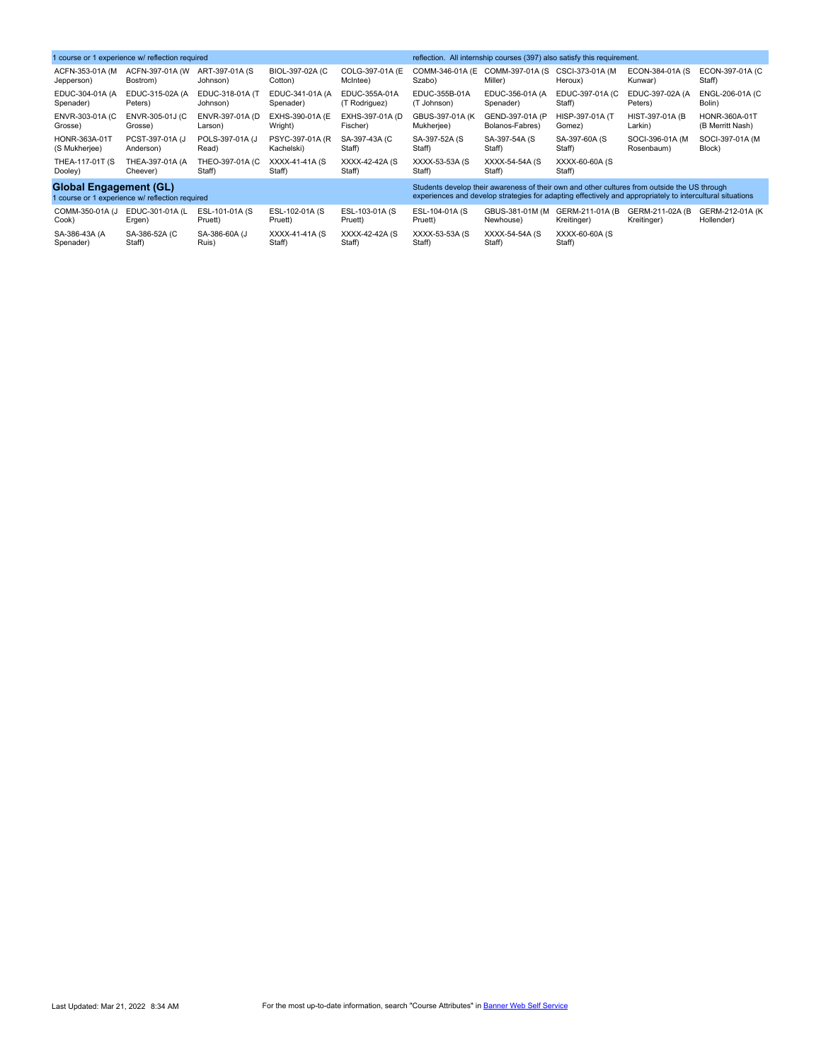1 course or 1 experience w/ reflection required

reflection. All internship courses (397) also satisfy this requirement.

| | | | | | | | | | |
|---|---|---|---|---|---|---|---|---|---|
| ACFN-353-01A (M Jepperson) | ACFN-397-01A (W Bostrom) | ART-397-01A (S Johnson) | BIOL-397-02A (C Cotton) | COLG-397-01A (E McIntee) | COMM-346-01A (E Szabo) | COMM-397-01A (S Miller) | CSCI-373-01A (M Heroux) | ECON-384-01A (S Kunwar) | ECON-397-01A (C Staff) |
| EDUC-304-01A (A Spenader) | EDUC-315-02A (A Peters) | EDUC-318-01A (T Johnson) | EDUC-341-01A (A Spenader) | EDUC-355A-01A (T Rodriguez) | EDUC-355B-01A (T Johnson) | EDUC-356-01A (A Spenader) | EDUC-397-01A (C Staff) | EDUC-397-02A (A Peters) | ENGL-206-01A (C Bolin) |
| ENVR-303-01A (C Grosse) | ENVR-305-01J (C Grosse) | ENVR-397-01A (D Larson) | EXHS-390-01A (E Wright) | EXHS-397-01A (D Fischer) | GBUS-397-01A (K Mukherjee) | GEND-397-01A (P Bolanos-Fabres) | HISP-397-01A (T Gomez) | HIST-397-01A (B Larkin) | HONR-360A-01T (B Merritt Nash) |
| HONR-363A-01T (S Mukherjee) | PCST-397-01A (J Anderson) | POLS-397-01A (J Read) | PSYC-397-01A (R Kachelski) | SA-397-43A (C Staff) | SA-397-52A (S Staff) | SA-397-54A (S Staff) | SA-397-60A (S Staff) | SOCI-396-01A (M Rosenbaum) | SOCI-397-01A (M Block) |
| THEA-117-01T (S Dooley) | THEA-397-01A (A Cheever) | THEO-397-01A (C Staff) | XXXX-41-41A (S Staff) | XXXX-42-42A (S Staff) | XXXX-53-53A (S Staff) | XXXX-54-54A (S Staff) | XXXX-60-60A (S Staff) | | |

## Global Engagement (GL)

1 course or 1 experience w/ reflection required

Students develop their awareness of their own and other cultures from outside the US through experiences and develop strategies for adapting effectively and appropriately to intercultural situations

| | | | | | | | | | |
|---|---|---|---|---|---|---|---|---|---|
| COMM-350-01A (J Cook) | EDUC-301-01A (L Ergen) | ESL-101-01A (S Pruett) | ESL-102-01A (S Pruett) | ESL-103-01A (S Pruett) | ESL-104-01A (S Pruett) | GBUS-381-01M (M Newhouse) | GERM-211-01A (B Kreitinger) | GERM-211-02A (B Kreitinger) | GERM-212-01A (K Hollender) |
| SA-386-43A (A Spenader) | SA-386-52A (C Staff) | SA-386-60A (J Ruis) | XXXX-41-41A (S Staff) | XXXX-42-42A (S Staff) | XXXX-53-53A (S Staff) | XXXX-54-54A (S Staff) | XXXX-60-60A (S Staff) | | |

Last Updated: Mar 21, 2022 8:34 AM

For the most up-to-date information, search "Course Attributes" in Banner Web Self Service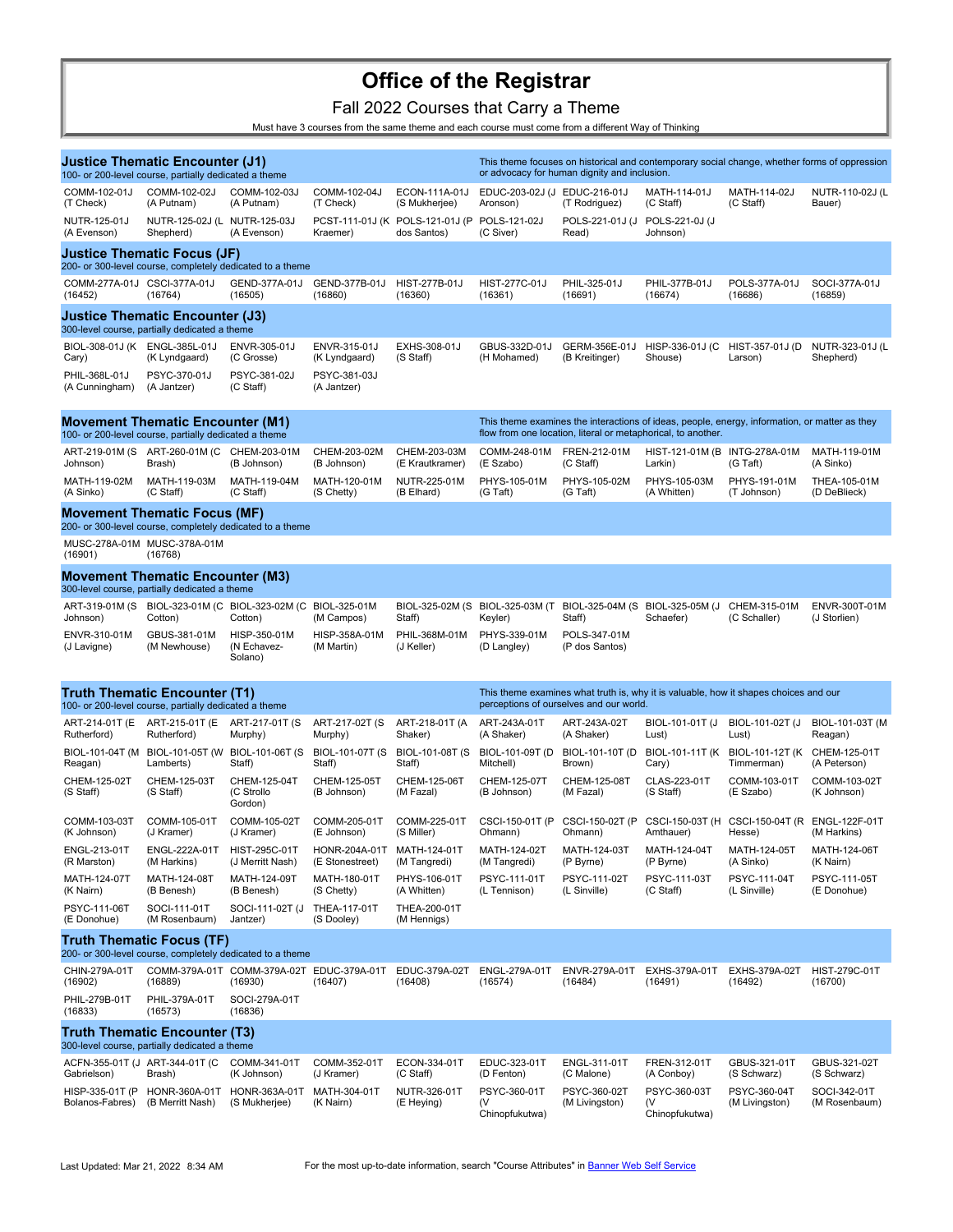# Office of the Registrar

## Fall 2022 Courses that Carry a Theme

Must have 3 courses from the same theme and each course must come from a different Way of Thinking

### Justice Thematic Encounter (J1)

100- or 200-level course, partially dedicated a theme

This theme focuses on historical and contemporary social change, whether forms of oppression or advocacy for human dignity and inclusion.

| | | | | | | | | | |
|---|---|---|---|---|---|---|---|---|---|
| COMM-102-01J (T Check) | COMM-102-02J (A Putnam) | COMM-102-03J (A Putnam) | COMM-102-04J (T Check) | ECON-111A-01J (S Mukherjee) | EDUC-203-02J (J Aronson) | EDUC-216-01J (T Rodriguez) | MATH-114-01J (C Staff) | MATH-114-02J (C Staff) | NUTR-110-02J (L Bauer) |
| NUTR-125-01J (A Evenson) | NUTR-125-02J (L Shepherd) | NUTR-125-03J (A Evenson) | PCST-111-01J (K Kraemer) | POLS-121-01J (P dos Santos) | POLS-121-02J (C Siver) | POLS-221-01J (J Read) | POLS-221-0J (J Johnson) | | |

### Justice Thematic Focus (JF)

200- or 300-level course, completely dedicated to a theme

| | | | | | | | | | |
|---|---|---|---|---|---|---|---|---|---|
| COMM-277A-01J (16452) | CSCI-377A-01J (16764) | GEND-377A-01J (16505) | GEND-377B-01J (16860) | HIST-277B-01J (16360) | HIST-277C-01J (16361) | PHIL-325-01J (16691) | PHIL-377B-01J (16674) | POLS-377A-01J (16686) | SOCI-377A-01J (16859) |

### Justice Thematic Encounter (J3)

300-level course, partially dedicated a theme

| | | | | | | | | | |
|---|---|---|---|---|---|---|---|---|---|
| BIOL-308-01J (K Cary) | ENGL-385L-01J (K Lyndgaard) | ENVR-305-01J (C Grosse) | ENVR-315-01J (K Lyndgaard) | EXHS-308-01J (S Staff) | GBUS-332D-01J (H Mohamed) | GERM-356E-01J (B Kreitinger) | HISP-336-01J (C Shouse) | HIST-357-01J (D Larson) | NUTR-323-01J (L Shepherd) |
| PHIL-368L-01J (A Cunningham) | PSYC-370-01J (A Jantzer) | PSYC-381-02J (C Staff) | PSYC-381-03J (A Jantzer) | | | | | | |

### Movement Thematic Encounter (M1)

100- or 200-level course, partially dedicated a theme

This theme examines the interactions of ideas, people, energy, information, or matter as they flow from one location, literal or metaphorical, to another.

| | | | | | | | | | |
|---|---|---|---|---|---|---|---|---|---|
| ART-219-01M (S Johnson) | ART-260-01M (C Brash) | CHEM-203-01M (B Johnson) | CHEM-203-02M (B Johnson) | CHEM-203-03M (E Krautkramer) | COMM-248-01M (E Szabo) | FREN-212-01M (C Staff) | HIST-121-01M (B Larkin) | INTG-278A-01M (G Taft) | MATH-119-01M (A Sinko) |
| MATH-119-02M (A Sinko) | MATH-119-03M (C Staff) | MATH-119-04M (C Staff) | MATH-120-01M (S Chetty) | NUTR-225-01M (B Elhard) | PHYS-105-01M (G Taft) | PHYS-105-02M (G Taft) | PHYS-105-03M (A Whitten) | PHYS-191-01M (T Johnson) | THEA-105-01M (D DeBlieck) |

### Movement Thematic Focus (MF)

200- or 300-level course, completely dedicated to a theme

| | |
|---|---|
| MUSC-278A-01M (16901) | MUSC-378A-01M (16768) |

### Movement Thematic Encounter (M3)

300-level course, partially dedicated a theme

| | | | | | | | | | |
|---|---|---|---|---|---|---|---|---|---|
| ART-319-01M (S Johnson) | BIOL-323-01M (C Cotton) | BIOL-323-02M (C Cotton) | BIOL-325-01M (M Campos) | BIOL-325-02M (S Staff) | BIOL-325-03M (T Keyler) | BIOL-325-04M (S Staff) | BIOL-325-05M (J Schaefer) | CHEM-315-01M (C Schaller) | ENVR-300T-01M (J Storlien) |
| ENVR-310-01M (J Lavigne) | GBUS-381-01M (M Newhouse) | HISP-350-01M (N Echavez-Solano) | HISP-358A-01M (M Martin) | PHIL-368M-01M (J Keller) | PHYS-339-01M (D Langley) | POLS-347-01M (P dos Santos) | | | |

### Truth Thematic Encounter (T1)

100- or 200-level course, partially dedicated a theme

This theme examines what truth is, why it is valuable, how it shapes choices and our perceptions of ourselves and our world.

| | | | | | | | | | |
|---|---|---|---|---|---|---|---|---|---|
| ART-214-01T (E Rutherford) | ART-215-01T (E Rutherford) | ART-217-01T (S Murphy) | ART-217-02T (S Murphy) | ART-218-01T (A Shaker) | ART-243A-01T (A Shaker) | ART-243A-02T (A Shaker) | BIOL-101-01T (J Lust) | BIOL-101-02T (J Lust) | BIOL-101-03T (M Reagan) |
| BIOL-101-04T (M Reagan) | BIOL-101-05T (W Lamberts) | BIOL-101-06T (S Staff) | BIOL-101-07T (S Staff) | BIOL-101-08T (S Staff) | BIOL-101-09T (D Mitchell) | BIOL-101-10T (D Brown) | BIOL-101-11T (K Cary) | BIOL-101-12T (K Timmerman) | CHEM-125-01T (A Peterson) |
| CHEM-125-02T (S Staff) | CHEM-125-03T (S Staff) | CHEM-125-04T (C Strollo Gordon) | CHEM-125-05T (B Johnson) | CHEM-125-06T (M Fazal) | CHEM-125-07T (B Johnson) | CHEM-125-08T (M Fazal) | CLAS-223-01T (S Staff) | COMM-103-01T (E Szabo) | COMM-103-02T (K Johnson) |
| COMM-103-03T (K Johnson) | COMM-105-01T (J Kramer) | COMM-105-02T (J Kramer) | COMM-205-01T (E Johnson) | COMM-225-01T (S Miller) | CSCI-150-01T (P Ohmann) | CSCI-150-02T (P Ohmann) | CSCI-150-03T (H Amthauer) | CSCI-150-04T (R Hesse) | ENGL-122F-01T (M Harkins) |
| ENGL-213-01T (R Marston) | ENGL-222A-01T (M Harkins) | HIST-295C-01T (J Merritt Nash) | HONR-204A-01T (E Stonestreet) | MATH-124-01T (M Tangredi) | MATH-124-02T (M Tangredi) | MATH-124-03T (P Byrne) | MATH-124-04T (P Byrne) | MATH-124-05T (A Sinko) | MATH-124-06T (K Nairn) |
| MATH-124-07T (K Nairn) | MATH-124-08T (B Benesh) | MATH-124-09T (B Benesh) | MATH-180-01T (S Chetty) | PHYS-106-01T (A Whitten) | PSYC-111-01T (L Tennison) | PSYC-111-02T (L Sinville) | PSYC-111-03T (C Staff) | PSYC-111-04T (L Sinville) | PSYC-111-05T (E Donohue) |
| PSYC-111-06T (E Donohue) | SOCI-111-01T (M Rosenbaum) | SOCI-111-02T (J Jantzer) | THEA-117-01T (S Dooley) | THEA-200-01T (M Hennigs) | | | | | |

### Truth Thematic Focus (TF)

200- or 300-level course, completely dedicated to a theme

| | | | | | | | | | |
|---|---|---|---|---|---|---|---|---|---|
| CHIN-279A-01T (16902) | COMM-379A-01T (16889) | COMM-379A-02T (16930) | EDUC-379A-01T (16407) | EDUC-379A-02T (16408) | ENGL-279A-01T (16574) | ENVR-279A-01T (16484) | EXHS-379A-01T (16491) | EXHS-379A-02T (16492) | HIST-279C-01T (16700) |
| PHIL-279B-01T (16833) | PHIL-379A-01T (16573) | SOCI-279A-01T (16836) | | | | | | | |

### Truth Thematic Encounter (T3)

300-level course, partially dedicated a theme

| | | | | | | | | | |
|---|---|---|---|---|---|---|---|---|---|
| ACFN-355-01T (J Gabrielson) | ART-344-01T (C Brash) | COMM-341-01T (K Johnson) | COMM-352-01T (J Kramer) | ECON-334-01T (C Staff) | EDUC-323-01T (D Fenton) | ENGL-311-01T (C Malone) | FREN-312-01T (A Conboy) | GBUS-321-01T (S Schwarz) | GBUS-321-02T (S Schwarz) |
| HISP-335-01T (P Bolanos-Fabres) | HONR-360A-01T (B Merritt Nash) | HONR-363A-01T (S Mukherjee) | MATH-304-01T (K Nairn) | NUTR-326-01T (E Heying) | PSYC-360-01T (V Chinopfukutwa) | PSYC-360-02T (M Livingston) | PSYC-360-03T (V Chinopfukutwa) | PSYC-360-04T (M Livingston) | SOCI-342-01T (M Rosenbaum) |

Last Updated: Mar 21, 2022 8:34 AM

For the most up-to-date information, search "Course Attributes" in Banner Web Self Service